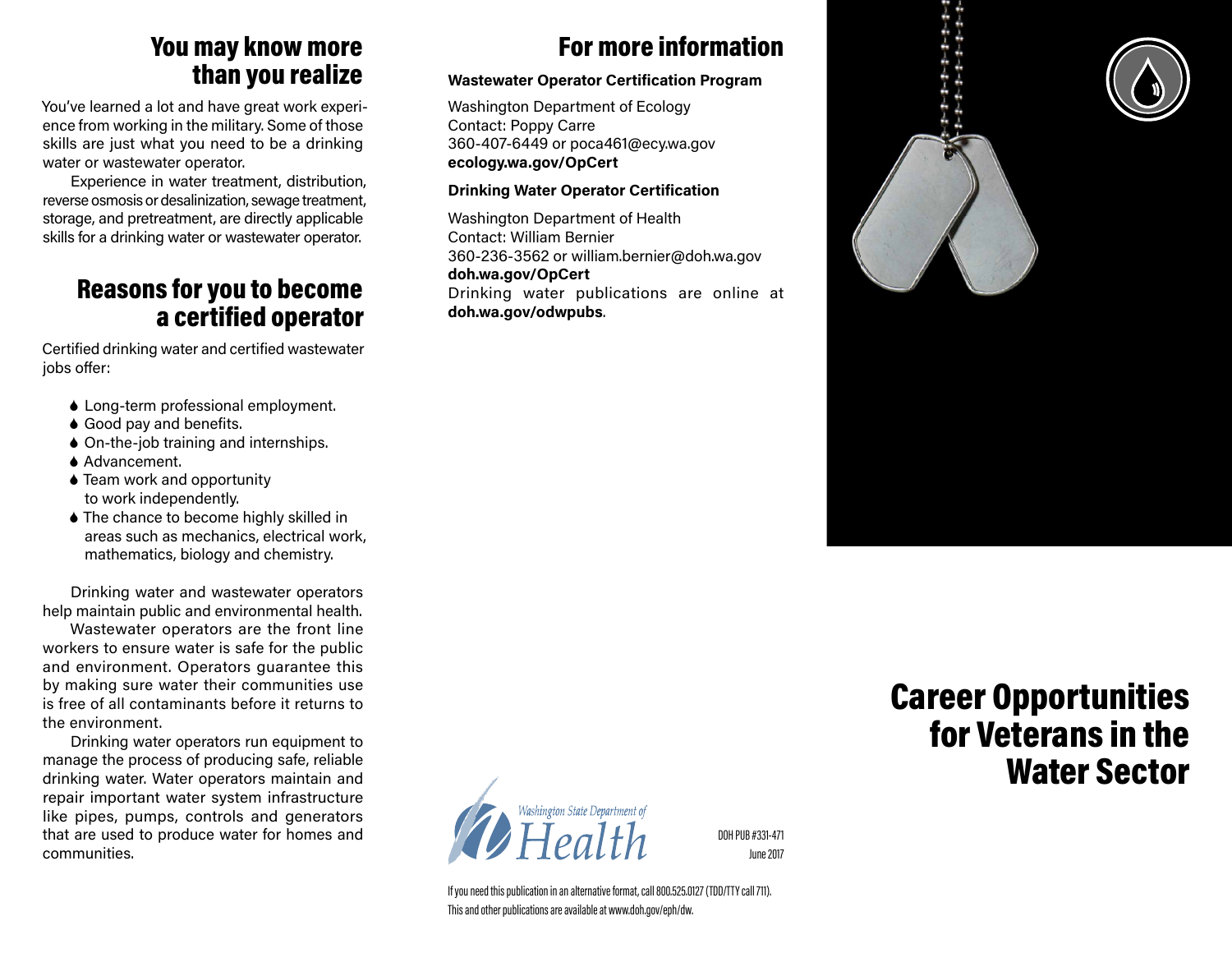## You may know more than you realize

You've learned a lot and have great work experience from working in the military. Some of those skills are just what you need to be a drinking water or wastewater operator.

Experience in water treatment, distribution, reverse osmosis or desalinization, sewage treatment, storage, and pretreatment, are directly applicable skills for a drinking water or wastewater operator.

## Reasons for you to become a certified operator

Certified drinking water and certified wastewater jobs offer:

- Long-term professional employment.
- Good pay and benefits.
- On-the-job training and internships.
- Advancement.
- Team work and opportunity to work independently.
- The chance to become highly skilled in areas such as mechanics, electrical work, mathematics, biology and chemistry.

Drinking water and wastewater operators help maintain public and environmental health.

Wastewater operators are the front line workers to ensure water is safe for the public and environment. Operators guarantee this by making sure water their communities use is free of all contaminants before it returns to the environment.

Drinking water operators run equipment to manage the process of producing safe, reliable drinking water. Water operators maintain and repair important water system infrastructure like pipes, pumps, controls and generators that are used to produce water for homes and communities.

## For more information

**Wastewater Operator Certification Program**

Washington Department of Ecology
Contact: Poppy Carre
360-407-6449 or poca461@ecy.wa.gov
**ecology.wa.gov/OpCert**

**Drinking Water Operator Certification**

Washington Department of Health
Contact: William Bernier
360-236-3562 or william.bernier@doh.wa.gov
**doh.wa.gov/OpCert**
Drinking water publications are online at **doh.wa.gov/odwpubs**.

Washington State Department of Health

DOH PUB #331-471
June 2017

If you need this publication in an alternative format, call 800.525.0127 (TDD/TTY call 711).
This and other publications are available at www.doh.gov/eph/dw.

# Career Opportunities for Veterans in the Water Sector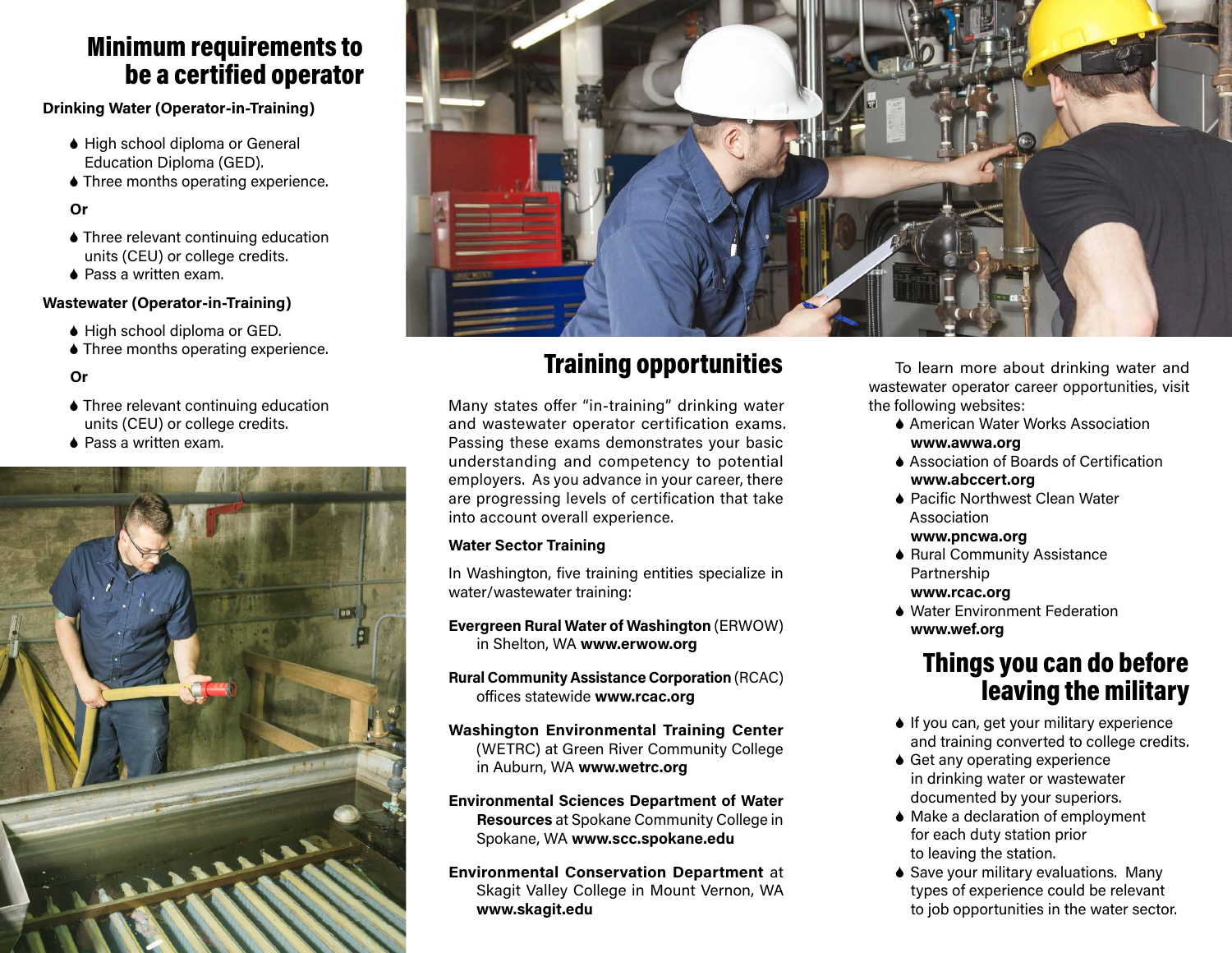## Minimum requirements to be a certified operator

**Drinking Water (Operator-in-Training)**

- High school diploma or General Education Diploma (GED).
- Three months operating experience.

**Or**

- Three relevant continuing education units (CEU) or college credits.
- Pass a written exam.

**Wastewater (Operator-in-Training)**

- High school diploma or GED.
- Three months operating experience.

**Or**

- Three relevant continuing education units (CEU) or college credits.
- Pass a written exam.

## Training opportunities

Many states offer "in-training" drinking water and wastewater operator certification exams. Passing these exams demonstrates your basic understanding and competency to potential employers. As you advance in your career, there are progressing levels of certification that take into account overall experience.

**Water Sector Training**

In Washington, five training entities specialize in water/wastewater training:

**Evergreen Rural Water of Washington** (ERWOW) in Shelton, WA **www.erwow.org**

**Rural Community Assistance Corporation** (RCAC) offices statewide **www.rcac.org**

**Washington Environmental Training Center** (WETRC) at Green River Community College in Auburn, WA **www.wetrc.org**

**Environmental Sciences Department of Water Resources** at Spokane Community College in Spokane, WA **www.scc.spokane.edu**

**Environmental Conservation Department** at Skagit Valley College in Mount Vernon, WA **www.skagit.edu**

To learn more about drinking water and wastewater operator career opportunities, visit the following websites:

- American Water Works Association **www.awwa.org**
- Association of Boards of Certification **www.abccert.org**
- Pacific Northwest Clean Water Association **www.pncwa.org**
- Rural Community Assistance Partnership **www.rcac.org**
- Water Environment Federation **www.wef.org**

## Things you can do before leaving the military

- If you can, get your military experience and training converted to college credits.
- Get any operating experience in drinking water or wastewater documented by your superiors.
- Make a declaration of employment for each duty station prior to leaving the station.
- Save your military evaluations. Many types of experience could be relevant to job opportunities in the water sector.